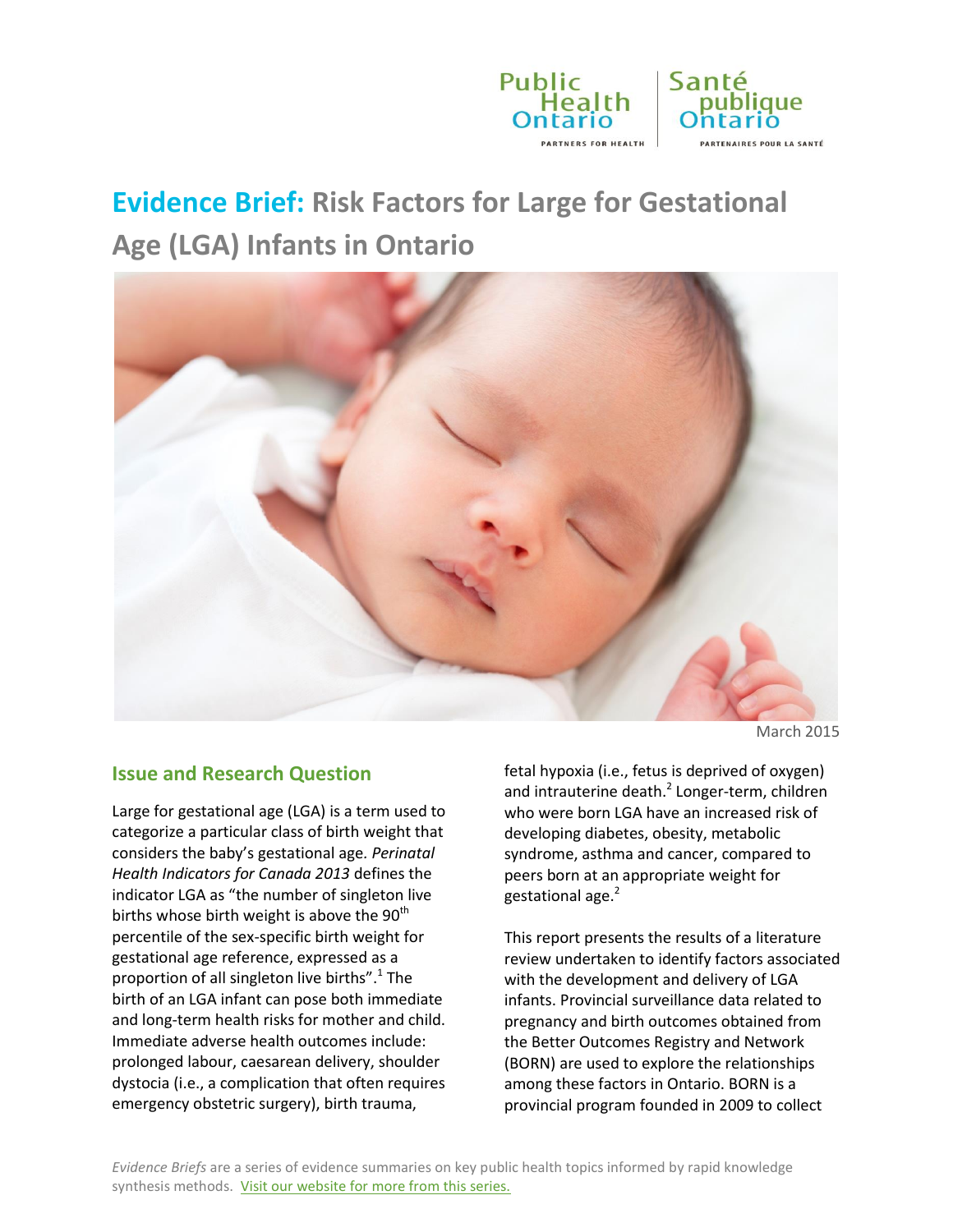Public Health Ontario | Santé publique Ontario

PARTNERS FOR HEALTH | PARTENAIRES POUR LA SANTÉ

# Evidence Brief: Risk Factors for Large for Gestational Age (LGA) Infants in Ontario

March 2015

## Issue and Research Question

Large for gestational age (LGA) is a term used to categorize a particular class of birth weight that considers the baby's gestational age. *Perinatal Health Indicators for Canada 2013* defines the indicator LGA as "the number of singleton live births whose birth weight is above the 90th percentile of the sex-specific birth weight for gestational age reference, expressed as a proportion of all singleton live births".[1] The birth of an LGA infant can pose both immediate and long-term health risks for mother and child. Immediate adverse health outcomes include: prolonged labour, caesarean delivery, shoulder dystocia (i.e., a complication that often requires emergency obstetric surgery), birth trauma, fetal hypoxia (i.e., fetus is deprived of oxygen) and intrauterine death.[2] Longer-term, children who were born LGA have an increased risk of developing diabetes, obesity, metabolic syndrome, asthma and cancer, compared to peers born at an appropriate weight for gestational age.[2]

This report presents the results of a literature review undertaken to identify factors associated with the development and delivery of LGA infants. Provincial surveillance data related to pregnancy and birth outcomes obtained from the Better Outcomes Registry and Network (BORN) are used to explore the relationships among these factors in Ontario. BORN is a provincial program founded in 2009 to collect

*Evidence Briefs* are a series of evidence summaries on key public health topics informed by rapid knowledge synthesis methods. Visit our website for more from this series.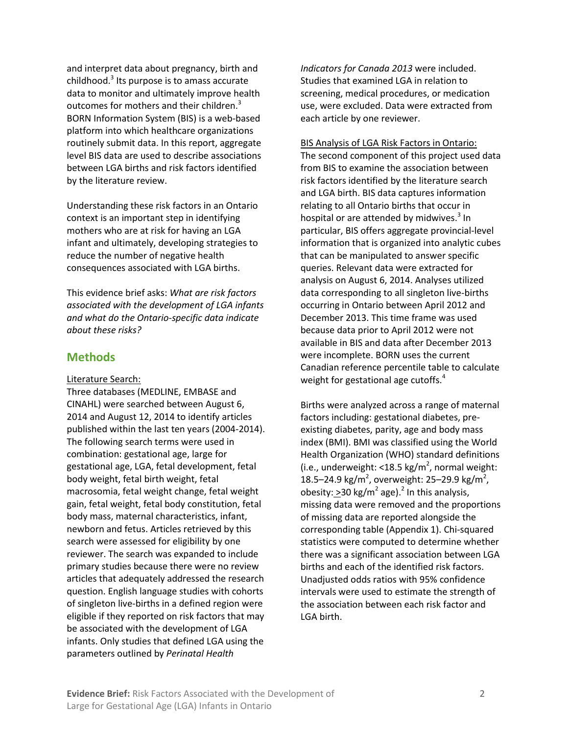and interpret data about pregnancy, birth and childhood.[3] Its purpose is to amass accurate data to monitor and ultimately improve health outcomes for mothers and their children.[3] BORN Information System (BIS) is a web-based platform into which healthcare organizations routinely submit data. In this report, aggregate level BIS data are used to describe associations between LGA births and risk factors identified by the literature review.

Understanding these risk factors in an Ontario context is an important step in identifying mothers who are at risk for having an LGA infant and ultimately, developing strategies to reduce the number of negative health consequences associated with LGA births.

This evidence brief asks: *What are risk factors associated with the development of LGA infants and what do the Ontario-specific data indicate about these risks?*

## Methods

Literature Search:

Three databases (MEDLINE, EMBASE and CINAHL) were searched between August 6, 2014 and August 12, 2014 to identify articles published within the last ten years (2004-2014). The following search terms were used in combination: gestational age, large for gestational age, LGA, fetal development, fetal body weight, fetal birth weight, fetal macrosomia, fetal weight change, fetal weight gain, fetal weight, fetal body constitution, fetal body mass, maternal characteristics, infant, newborn and fetus. Articles retrieved by this search were assessed for eligibility by one reviewer. The search was expanded to include primary studies because there were no review articles that adequately addressed the research question. English language studies with cohorts of singleton live-births in a defined region were eligible if they reported on risk factors that may be associated with the development of LGA infants. Only studies that defined LGA using the parameters outlined by *Perinatal Health Indicators for Canada 2013* were included. Studies that examined LGA in relation to screening, medical procedures, or medication use, were excluded. Data were extracted from each article by one reviewer.

BIS Analysis of LGA Risk Factors in Ontario:

The second component of this project used data from BIS to examine the association between risk factors identified by the literature search and LGA birth. BIS data captures information relating to all Ontario births that occur in hospital or are attended by midwives.[3] In particular, BIS offers aggregate provincial-level information that is organized into analytic cubes that can be manipulated to answer specific queries. Relevant data were extracted for analysis on August 6, 2014. Analyses utilized data corresponding to all singleton live-births occurring in Ontario between April 2012 and December 2013. This time frame was used because data prior to April 2012 were not available in BIS and data after December 2013 were incomplete. BORN uses the current Canadian reference percentile table to calculate weight for gestational age cutoffs.[4]

Births were analyzed across a range of maternal factors including: gestational diabetes, pre-existing diabetes, parity, age and body mass index (BMI). BMI was classified using the World Health Organization (WHO) standard definitions (i.e., underweight: <18.5 kg/m$^2$, normal weight: 18.5–24.9 kg/m$^2$, overweight: 25–29.9 kg/m$^2$, obesity: ≥30 kg/m$^2$ age).[2] In this analysis, missing data were removed and the proportions of missing data are reported alongside the corresponding table (Appendix 1). Chi-squared statistics were computed to determine whether there was a significant association between LGA births and each of the identified risk factors. Unadjusted odds ratios with 95% confidence intervals were used to estimate the strength of the association between each risk factor and LGA birth.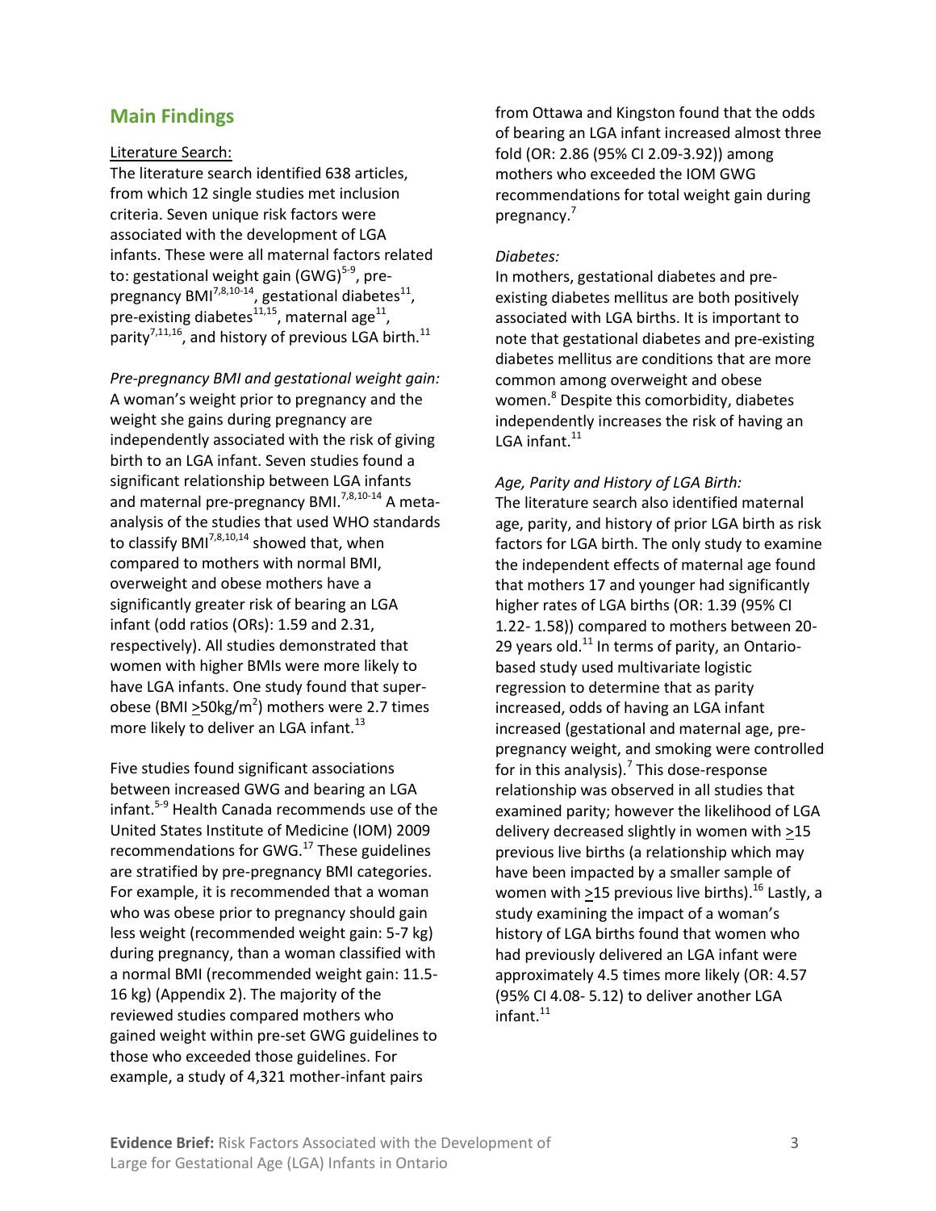## Main Findings

Literature Search:

The literature search identified 638 articles, from which 12 single studies met inclusion criteria. Seven unique risk factors were associated with the development of LGA infants. These were all maternal factors related to: gestational weight gain (GWG)[5-9], pre-pregnancy BMI[7,8,10-14], gestational diabetes[11], pre-existing diabetes[11,15], maternal age[11], parity[7,11,16], and history of previous LGA birth.[11]

*Pre-pregnancy BMI and gestational weight gain:*

A woman's weight prior to pregnancy and the weight she gains during pregnancy are independently associated with the risk of giving birth to an LGA infant. Seven studies found a significant relationship between LGA infants and maternal pre-pregnancy BMI.[7,8,10-14] A meta-analysis of the studies that used WHO standards to classify BMI[7,8,10,14] showed that, when compared to mothers with normal BMI, overweight and obese mothers have a significantly greater risk of bearing an LGA infant (odd ratios (ORs): 1.59 and 2.31, respectively). All studies demonstrated that women with higher BMIs were more likely to have LGA infants. One study found that super-obese (BMI $\geq$50kg/m$^2$) mothers were 2.7 times more likely to deliver an LGA infant.[13]

Five studies found significant associations between increased GWG and bearing an LGA infant.[5-9] Health Canada recommends use of the United States Institute of Medicine (IOM) 2009 recommendations for GWG.[17] These guidelines are stratified by pre-pregnancy BMI categories. For example, it is recommended that a woman who was obese prior to pregnancy should gain less weight (recommended weight gain: 5-7 kg) during pregnancy, than a woman classified with a normal BMI (recommended weight gain: 11.5-16 kg) (Appendix 2). The majority of the reviewed studies compared mothers who gained weight within pre-set GWG guidelines to those who exceeded those guidelines. For example, a study of 4,321 mother-infant pairs from Ottawa and Kingston found that the odds of bearing an LGA infant increased almost three fold (OR: 2.86 (95% CI 2.09-3.92)) among mothers who exceeded the IOM GWG recommendations for total weight gain during pregnancy.[7]

*Diabetes:*

In mothers, gestational diabetes and pre-existing diabetes mellitus are both positively associated with LGA births. It is important to note that gestational diabetes and pre-existing diabetes mellitus are conditions that are more common among overweight and obese women.[8] Despite this comorbidity, diabetes independently increases the risk of having an LGA infant.[11]

*Age, Parity and History of LGA Birth:*

The literature search also identified maternal age, parity, and history of prior LGA birth as risk factors for LGA birth. The only study to examine the independent effects of maternal age found that mothers 17 and younger had significantly higher rates of LGA births (OR: 1.39 (95% CI 1.22- 1.58)) compared to mothers between 20-29 years old.[11] In terms of parity, an Ontario-based study used multivariate logistic regression to determine that as parity increased, odds of having an LGA infant increased (gestational and maternal age, pre-pregnancy weight, and smoking were controlled for in this analysis).[7] This dose-response relationship was observed in all studies that examined parity; however the likelihood of LGA delivery decreased slightly in women with $\geq$15 previous live births (a relationship which may have been impacted by a smaller sample of women with $\geq$15 previous live births).[16] Lastly, a study examining the impact of a woman's history of LGA births found that women who had previously delivered an LGA infant were approximately 4.5 times more likely (OR: 4.57 (95% CI 4.08- 5.12) to deliver another LGA infant.[11]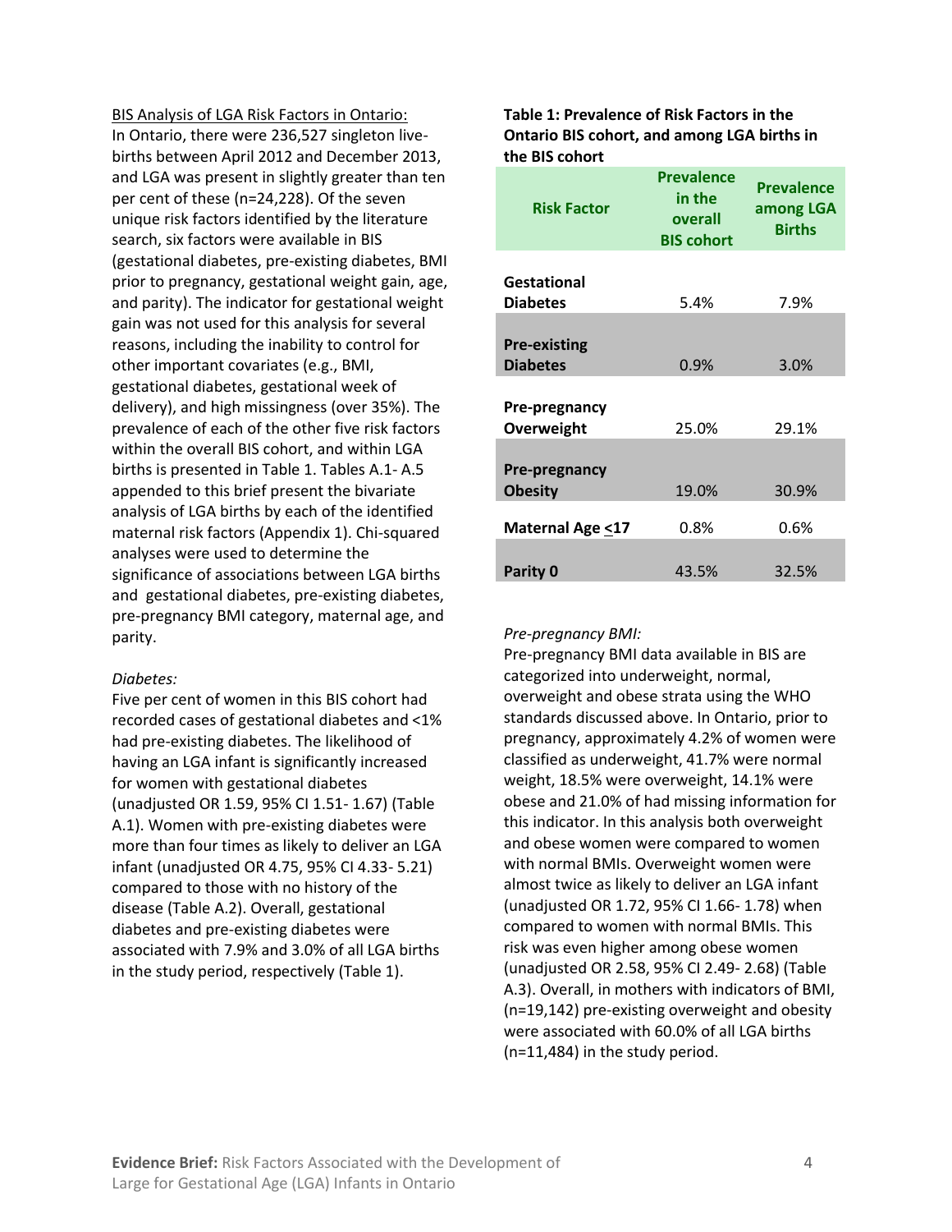BIS Analysis of LGA Risk Factors in Ontario:

In Ontario, there were 236,527 singleton live-births between April 2012 and December 2013, and LGA was present in slightly greater than ten per cent of these (n=24,228). Of the seven unique risk factors identified by the literature search, six factors were available in BIS (gestational diabetes, pre-existing diabetes, BMI prior to pregnancy, gestational weight gain, age, and parity). The indicator for gestational weight gain was not used for this analysis for several reasons, including the inability to control for other important covariates (e.g., BMI, gestational diabetes, gestational week of delivery), and high missingness (over 35%). The prevalence of each of the other five risk factors within the overall BIS cohort, and within LGA births is presented in Table 1. Tables A.1- A.5 appended to this brief present the bivariate analysis of LGA births by each of the identified maternal risk factors (Appendix 1). Chi-squared analyses were used to determine the significance of associations between LGA births and gestational diabetes, pre-existing diabetes, pre-pregnancy BMI category, maternal age, and parity.

*Diabetes:*

Five per cent of women in this BIS cohort had recorded cases of gestational diabetes and <1% had pre-existing diabetes. The likelihood of having an LGA infant is significantly increased for women with gestational diabetes (unadjusted OR 1.59, 95% CI 1.51- 1.67) (Table A.1). Women with pre-existing diabetes were more than four times as likely to deliver an LGA infant (unadjusted OR 4.75, 95% CI 4.33- 5.21) compared to those with no history of the disease (Table A.2). Overall, gestational diabetes and pre-existing diabetes were associated with 7.9% and 3.0% of all LGA births in the study period, respectively (Table 1).

**Table 1: Prevalence of Risk Factors in the Ontario BIS cohort, and among LGA births in the BIS cohort**

| Risk Factor | Prevalence in the overall BIS cohort | Prevalence among LGA Births |
|---|---|---|
| **Gestational Diabetes** | 5.4% | 7.9% |
| **Pre-existing Diabetes** | 0.9% | 3.0% |
| **Pre-pregnancy Overweight** | 25.0% | 29.1% |
| **Pre-pregnancy Obesity** | 19.0% | 30.9% |
| **Maternal Age ≤17** | 0.8% | 0.6% |
| **Parity 0** | 43.5% | 32.5% |

*Pre-pregnancy BMI:*

Pre-pregnancy BMI data available in BIS are categorized into underweight, normal, overweight and obese strata using the WHO standards discussed above. In Ontario, prior to pregnancy, approximately 4.2% of women were classified as underweight, 41.7% were normal weight, 18.5% were overweight, 14.1% were obese and 21.0% of had missing information for this indicator. In this analysis both overweight and obese women were compared to women with normal BMIs. Overweight women were almost twice as likely to deliver an LGA infant (unadjusted OR 1.72, 95% CI 1.66- 1.78) when compared to women with normal BMIs. This risk was even higher among obese women (unadjusted OR 2.58, 95% CI 2.49- 2.68) (Table A.3). Overall, in mothers with indicators of BMI, (n=19,142) pre-existing overweight and obesity were associated with 60.0% of all LGA births (n=11,484) in the study period.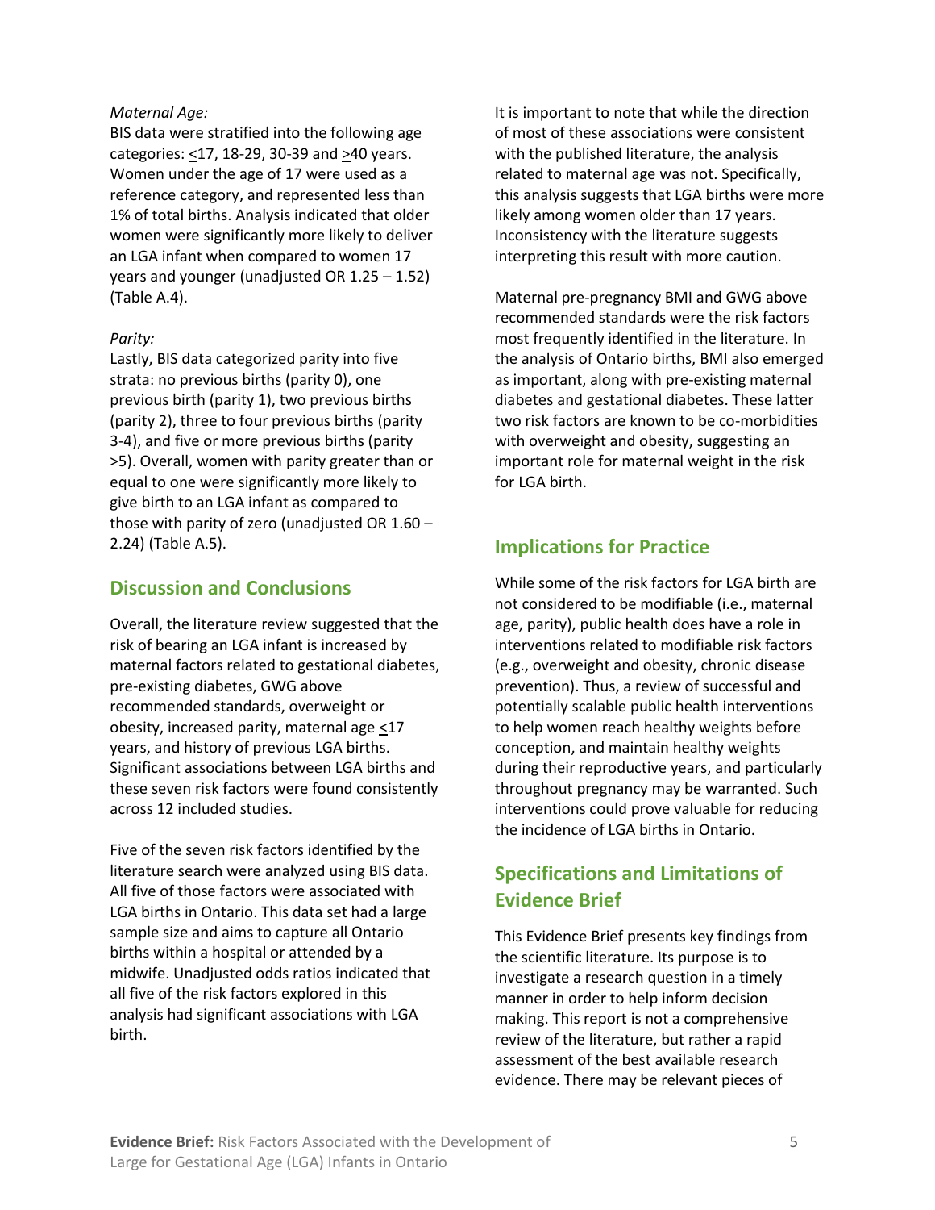*Maternal Age:*

BIS data were stratified into the following age categories: ≤17, 18-29, 30-39 and ≥40 years. Women under the age of 17 were used as a reference category, and represented less than 1% of total births. Analysis indicated that older women were significantly more likely to deliver an LGA infant when compared to women 17 years and younger (unadjusted OR 1.25 – 1.52) (Table A.4).

*Parity:*

Lastly, BIS data categorized parity into five strata: no previous births (parity 0), one previous birth (parity 1), two previous births (parity 2), three to four previous births (parity 3-4), and five or more previous births (parity ≥5). Overall, women with parity greater than or equal to one were significantly more likely to give birth to an LGA infant as compared to those with parity of zero (unadjusted OR 1.60 – 2.24) (Table A.5).

## Discussion and Conclusions

Overall, the literature review suggested that the risk of bearing an LGA infant is increased by maternal factors related to gestational diabetes, pre-existing diabetes, GWG above recommended standards, overweight or obesity, increased parity, maternal age ≤17 years, and history of previous LGA births. Significant associations between LGA births and these seven risk factors were found consistently across 12 included studies.

Five of the seven risk factors identified by the literature search were analyzed using BIS data. All five of those factors were associated with LGA births in Ontario. This data set had a large sample size and aims to capture all Ontario births within a hospital or attended by a midwife. Unadjusted odds ratios indicated that all five of the risk factors explored in this analysis had significant associations with LGA birth.

It is important to note that while the direction of most of these associations were consistent with the published literature, the analysis related to maternal age was not. Specifically, this analysis suggests that LGA births were more likely among women older than 17 years. Inconsistency with the literature suggests interpreting this result with more caution.

Maternal pre-pregnancy BMI and GWG above recommended standards were the risk factors most frequently identified in the literature. In the analysis of Ontario births, BMI also emerged as important, along with pre-existing maternal diabetes and gestational diabetes. These latter two risk factors are known to be co-morbidities with overweight and obesity, suggesting an important role for maternal weight in the risk for LGA birth.

## Implications for Practice

While some of the risk factors for LGA birth are not considered to be modifiable (i.e., maternal age, parity), public health does have a role in interventions related to modifiable risk factors (e.g., overweight and obesity, chronic disease prevention). Thus, a review of successful and potentially scalable public health interventions to help women reach healthy weights before conception, and maintain healthy weights during their reproductive years, and particularly throughout pregnancy may be warranted. Such interventions could prove valuable for reducing the incidence of LGA births in Ontario.

## Specifications and Limitations of Evidence Brief

This Evidence Brief presents key findings from the scientific literature. Its purpose is to investigate a research question in a timely manner in order to help inform decision making. This report is not a comprehensive review of the literature, but rather a rapid assessment of the best available research evidence. There may be relevant pieces of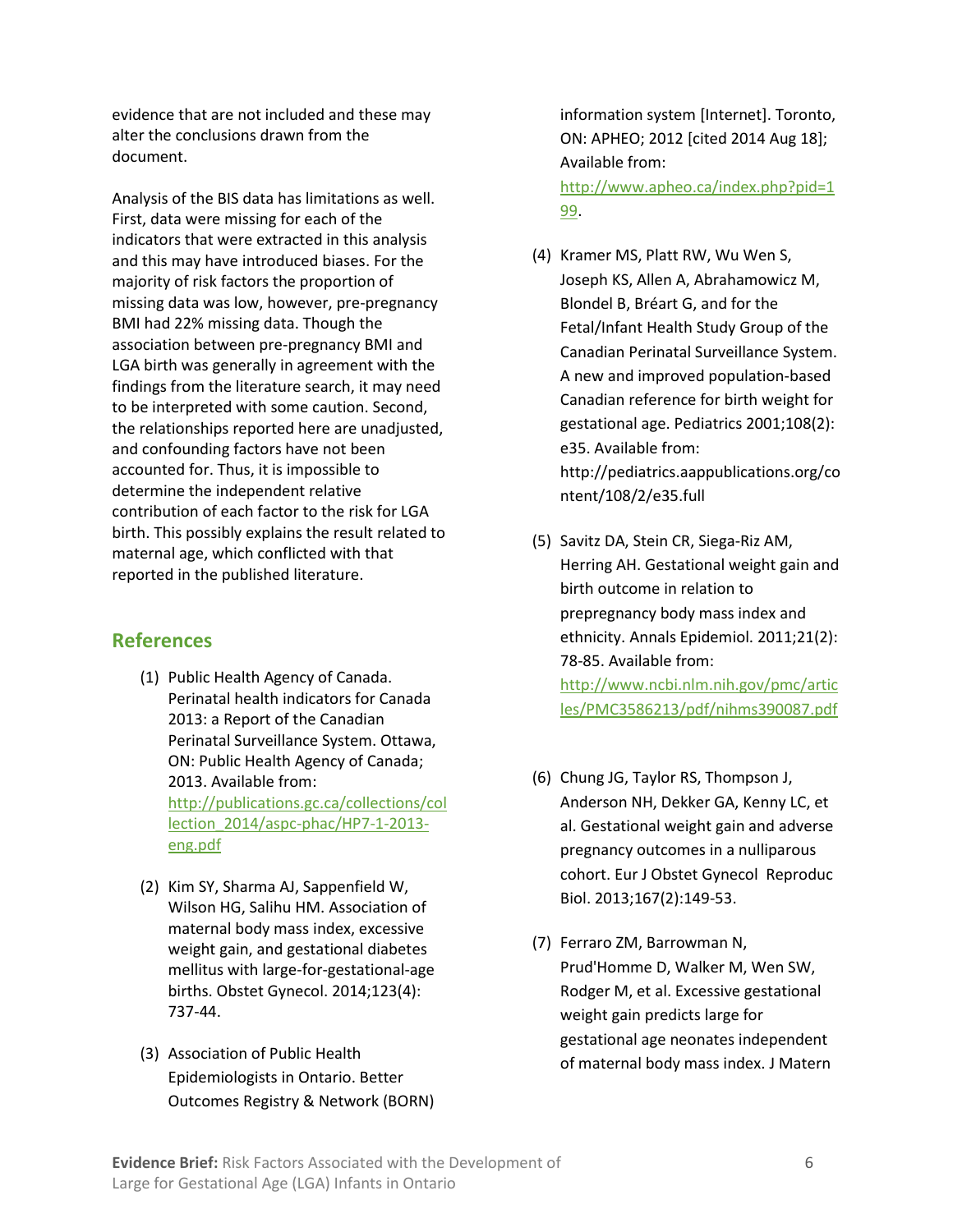evidence that are not included and these may alter the conclusions drawn from the document.

Analysis of the BIS data has limitations as well. First, data were missing for each of the indicators that were extracted in this analysis and this may have introduced biases. For the majority of risk factors the proportion of missing data was low, however, pre-pregnancy BMI had 22% missing data. Though the association between pre-pregnancy BMI and LGA birth was generally in agreement with the findings from the literature search, it may need to be interpreted with some caution. Second, the relationships reported here are unadjusted, and confounding factors have not been accounted for. Thus, it is impossible to determine the independent relative contribution of each factor to the risk for LGA birth. This possibly explains the result related to maternal age, which conflicted with that reported in the published literature.

## References

(1) Public Health Agency of Canada. Perinatal health indicators for Canada 2013: a Report of the Canadian Perinatal Surveillance System. Ottawa, ON: Public Health Agency of Canada; 2013. Available from: http://publications.gc.ca/collections/collection_2014/aspc-phac/HP7-1-2013-eng.pdf

(2) Kim SY, Sharma AJ, Sappenfield W, Wilson HG, Salihu HM. Association of maternal body mass index, excessive weight gain, and gestational diabetes mellitus with large-for-gestational-age births. Obstet Gynecol. 2014;123(4): 737-44.

(3) Association of Public Health Epidemiologists in Ontario. Better Outcomes Registry & Network (BORN) information system [Internet]. Toronto, ON: APHEO; 2012 [cited 2014 Aug 18]; Available from: http://www.apheo.ca/index.php?pid=199.

(4) Kramer MS, Platt RW, Wu Wen S, Joseph KS, Allen A, Abrahamowicz M, Blondel B, Bréart G, and for the Fetal/Infant Health Study Group of the Canadian Perinatal Surveillance System. A new and improved population-based Canadian reference for birth weight for gestational age. Pediatrics 2001;108(2): e35. Available from: http://pediatrics.aappublications.org/content/108/2/e35.full

(5) Savitz DA, Stein CR, Siega-Riz AM, Herring AH. Gestational weight gain and birth outcome in relation to prepregnancy body mass index and ethnicity. Annals Epidemiol. 2011;21(2): 78-85. Available from: http://www.ncbi.nlm.nih.gov/pmc/articles/PMC3586213/pdf/nihms390087.pdf

(6) Chung JG, Taylor RS, Thompson J, Anderson NH, Dekker GA, Kenny LC, et al. Gestational weight gain and adverse pregnancy outcomes in a nulliparous cohort. Eur J Obstet Gynecol Reproduc Biol. 2013;167(2):149-53.

(7) Ferraro ZM, Barrowman N, Prud'Homme D, Walker M, Wen SW, Rodger M, et al. Excessive gestational weight gain predicts large for gestational age neonates independent of maternal body mass index. J Matern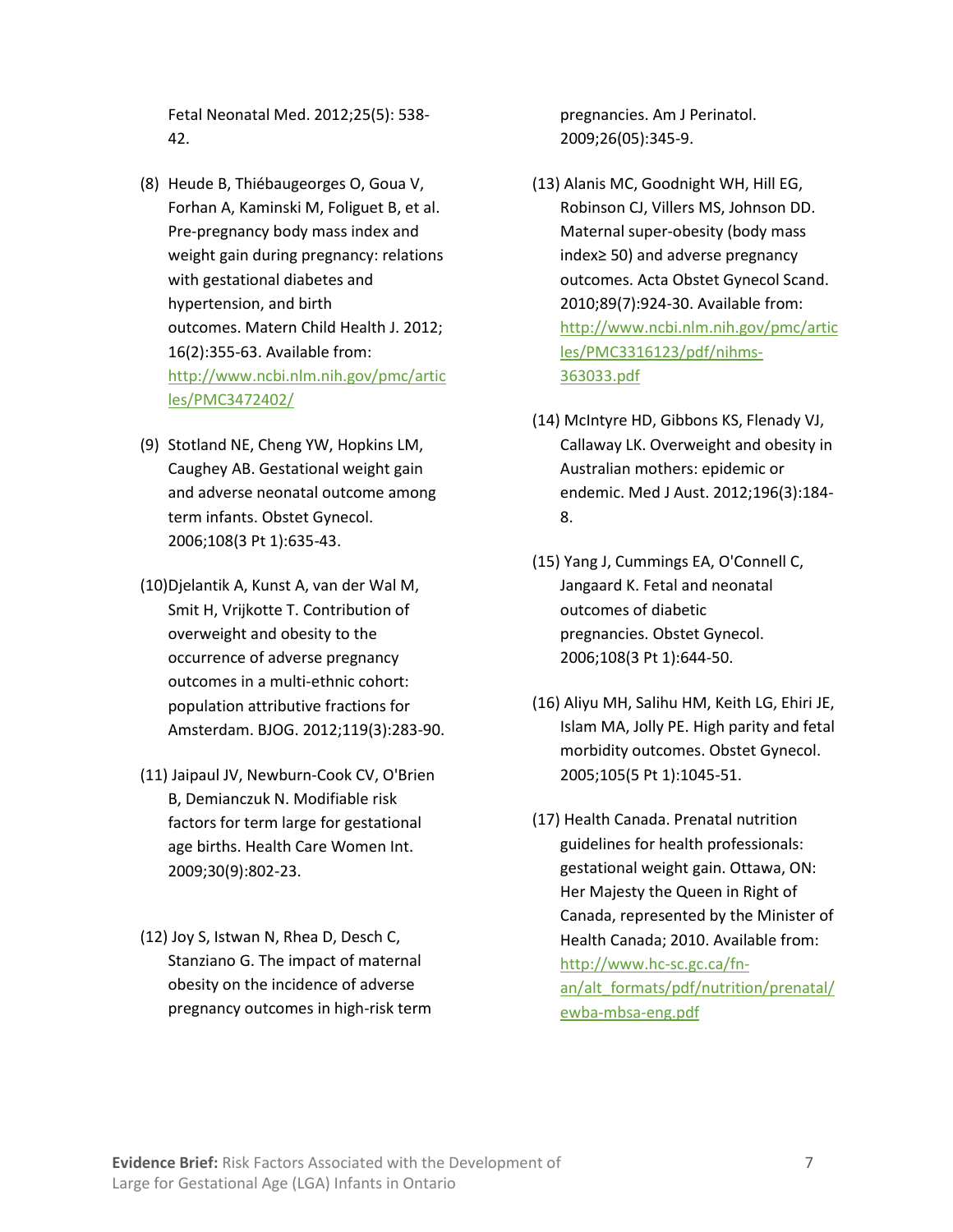Fetal Neonatal Med. 2012;25(5): 538-42.

(8) Heude B, Thiébaugeorges O, Goua V, Forhan A, Kaminski M, Foliguet B, et al. Pre-pregnancy body mass index and weight gain during pregnancy: relations with gestational diabetes and hypertension, and birth outcomes. Matern Child Health J. 2012; 16(2):355-63. Available from: http://www.ncbi.nlm.nih.gov/pmc/articles/PMC3472402/

(9) Stotland NE, Cheng YW, Hopkins LM, Caughey AB. Gestational weight gain and adverse neonatal outcome among term infants. Obstet Gynecol. 2006;108(3 Pt 1):635-43.

(10) Djelantik A, Kunst A, van der Wal M, Smit H, Vrijkotte T. Contribution of overweight and obesity to the occurrence of adverse pregnancy outcomes in a multi-ethnic cohort: population attributive fractions for Amsterdam. BJOG. 2012;119(3):283-90.

(11) Jaipaul JV, Newburn-Cook CV, O'Brien B, Demianczuk N. Modifiable risk factors for term large for gestational age births. Health Care Women Int. 2009;30(9):802-23.

(12) Joy S, Istwan N, Rhea D, Desch C, Stanziano G. The impact of maternal obesity on the incidence of adverse pregnancy outcomes in high-risk term pregnancies. Am J Perinatol. 2009;26(05):345-9.

(13) Alanis MC, Goodnight WH, Hill EG, Robinson CJ, Villers MS, Johnson DD. Maternal super-obesity (body mass index≥ 50) and adverse pregnancy outcomes. Acta Obstet Gynecol Scand. 2010;89(7):924-30. Available from: http://www.ncbi.nlm.nih.gov/pmc/articles/PMC3316123/pdf/nihms-363033.pdf

(14) McIntyre HD, Gibbons KS, Flenady VJ, Callaway LK. Overweight and obesity in Australian mothers: epidemic or endemic. Med J Aust. 2012;196(3):184-8.

(15) Yang J, Cummings EA, O'Connell C, Jangaard K. Fetal and neonatal outcomes of diabetic pregnancies. Obstet Gynecol. 2006;108(3 Pt 1):644-50.

(16) Aliyu MH, Salihu HM, Keith LG, Ehiri JE, Islam MA, Jolly PE. High parity and fetal morbidity outcomes. Obstet Gynecol. 2005;105(5 Pt 1):1045-51.

(17) Health Canada. Prenatal nutrition guidelines for health professionals: gestational weight gain. Ottawa, ON: Her Majesty the Queen in Right of Canada, represented by the Minister of Health Canada; 2010. Available from: http://www.hc-sc.gc.ca/fn-an/alt_formats/pdf/nutrition/prenatal/ewba-mbsa-eng.pdf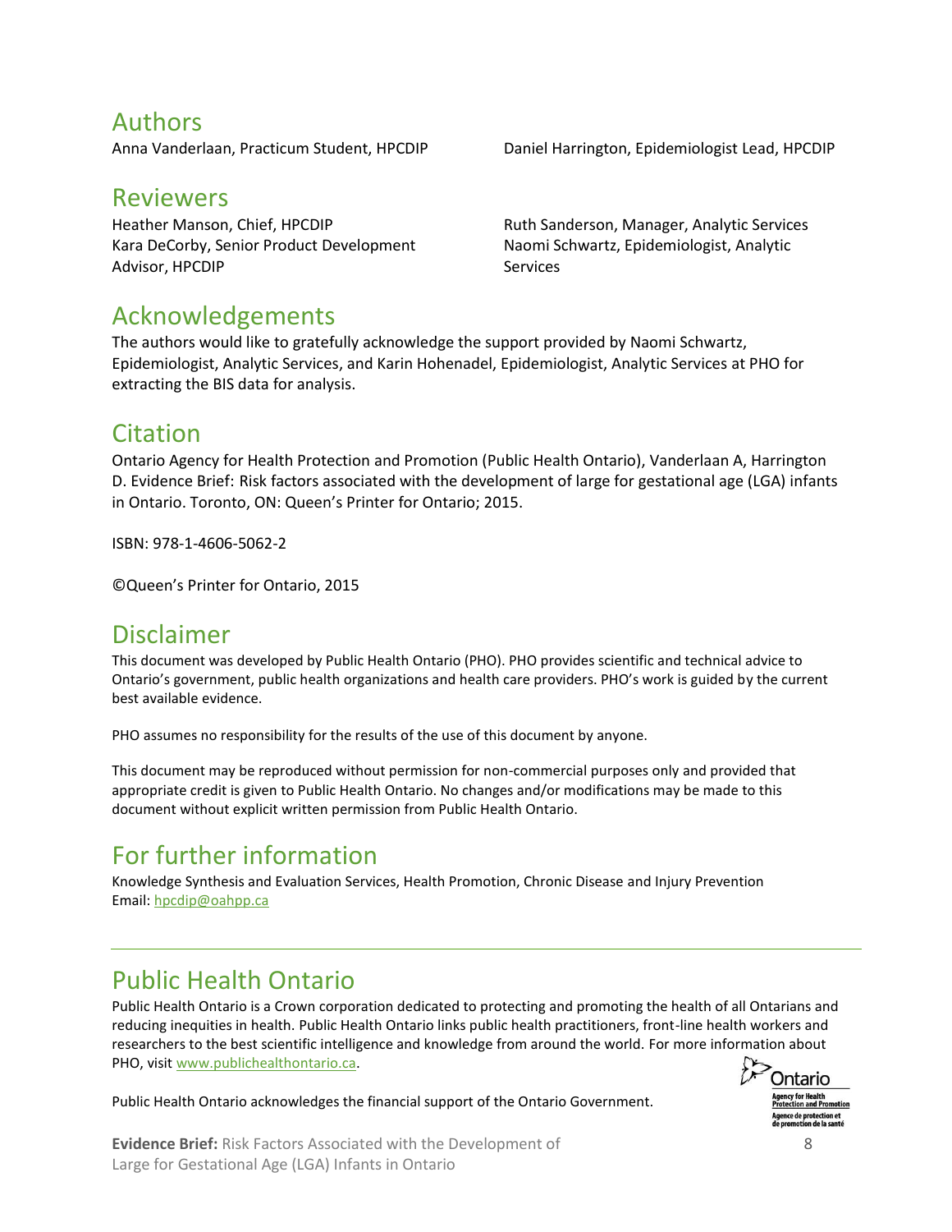## Authors

Anna Vanderlaan, Practicum Student, HPCDIP

Daniel Harrington, Epidemiologist Lead, HPCDIP

## Reviewers

Heather Manson, Chief, HPCDIP

Kara DeCorby, Senior Product Development Advisor, HPCDIP

Ruth Sanderson, Manager, Analytic Services

Naomi Schwartz, Epidemiologist, Analytic Services

## Acknowledgements

The authors would like to gratefully acknowledge the support provided by Naomi Schwartz, Epidemiologist, Analytic Services, and Karin Hohenadel, Epidemiologist, Analytic Services at PHO for extracting the BIS data for analysis.

## Citation

Ontario Agency for Health Protection and Promotion (Public Health Ontario), Vanderlaan A, Harrington D. Evidence Brief: Risk factors associated with the development of large for gestational age (LGA) infants in Ontario. Toronto, ON: Queen's Printer for Ontario; 2015.

ISBN: 978-1-4606-5062-2

©Queen's Printer for Ontario, 2015

## Disclaimer

This document was developed by Public Health Ontario (PHO). PHO provides scientific and technical advice to Ontario's government, public health organizations and health care providers. PHO's work is guided by the current best available evidence.

PHO assumes no responsibility for the results of the use of this document by anyone.

This document may be reproduced without permission for non-commercial purposes only and provided that appropriate credit is given to Public Health Ontario. No changes and/or modifications may be made to this document without explicit written permission from Public Health Ontario.

## For further information

Knowledge Synthesis and Evaluation Services, Health Promotion, Chronic Disease and Injury Prevention
Email: hpcdip@oahpp.ca

## Public Health Ontario

Public Health Ontario is a Crown corporation dedicated to protecting and promoting the health of all Ontarians and reducing inequities in health. Public Health Ontario links public health practitioners, front-line health workers and researchers to the best scientific intelligence and knowledge from around the world. For more information about PHO, visit www.publichealthontario.ca.

Public Health Ontario acknowledges the financial support of the Ontario Government.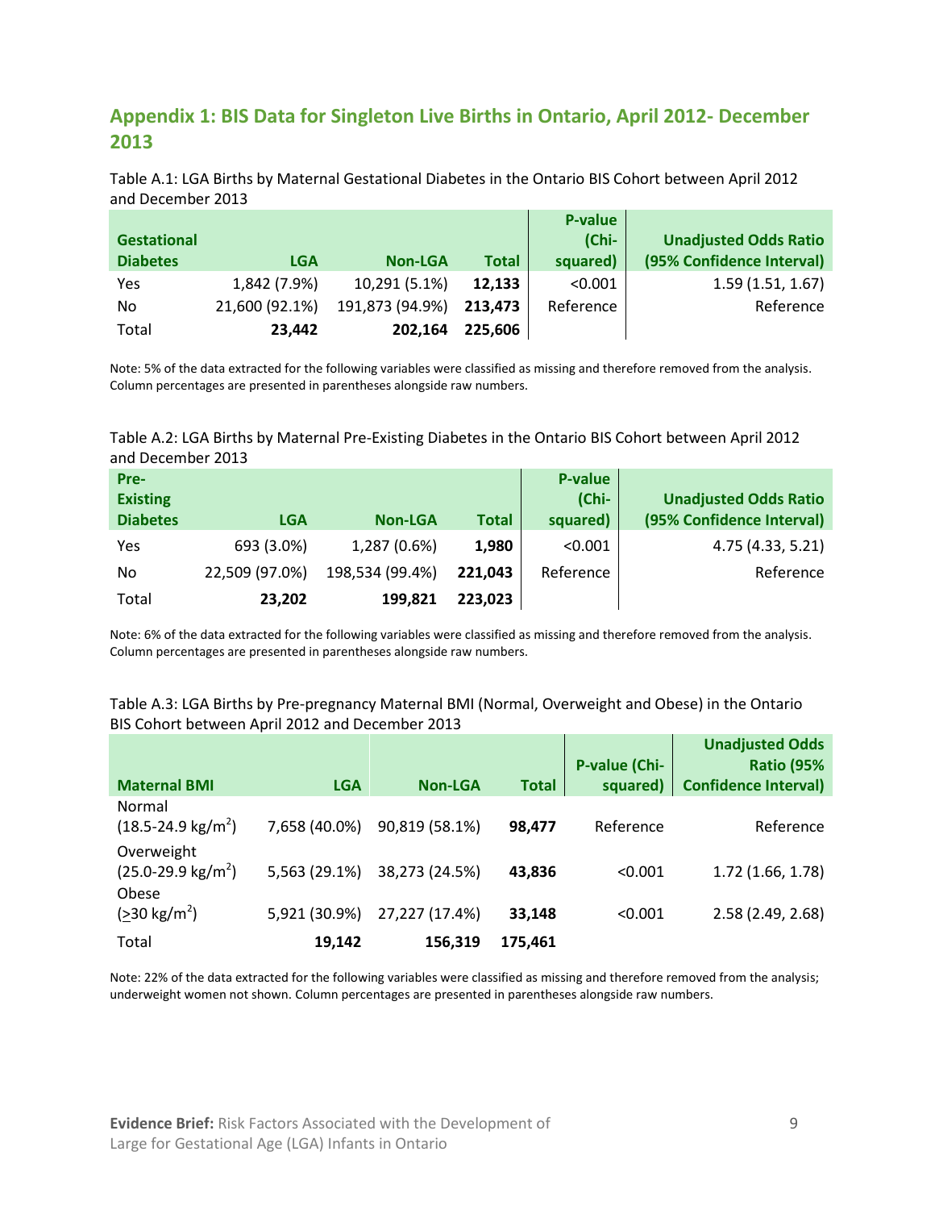## Appendix 1: BIS Data for Singleton Live Births in Ontario, April 2012- December 2013

Table A.1: LGA Births by Maternal Gestational Diabetes in the Ontario BIS Cohort between April 2012 and December 2013

| Gestational Diabetes | LGA | Non-LGA | Total | P-value (Chi-squared) | Unadjusted Odds Ratio (95% Confidence Interval) |
|---|---|---|---|---|---|
| Yes | 1,842 (7.9%) | 10,291 (5.1%) | **12,133** | <0.001 | 1.59 (1.51, 1.67) |
| No | 21,600 (92.1%) | 191,873 (94.9%) | **213,473** | Reference | Reference |
| Total | **23,442** | **202,164** | **225,606** | | |

Note: 5% of the data extracted for the following variables were classified as missing and therefore removed from the analysis. Column percentages are presented in parentheses alongside raw numbers.

Table A.2: LGA Births by Maternal Pre-Existing Diabetes in the Ontario BIS Cohort between April 2012 and December 2013

| Pre-Existing Diabetes | LGA | Non-LGA | Total | P-value (Chi-squared) | Unadjusted Odds Ratio (95% Confidence Interval) |
|---|---|---|---|---|---|
| Yes | 693 (3.0%) | 1,287 (0.6%) | **1,980** | <0.001 | 4.75 (4.33, 5.21) |
| No | 22,509 (97.0%) | 198,534 (99.4%) | **221,043** | Reference | Reference |
| Total | **23,202** | **199,821** | **223,023** | | |

Note: 6% of the data extracted for the following variables were classified as missing and therefore removed from the analysis. Column percentages are presented in parentheses alongside raw numbers.

Table A.3: LGA Births by Pre-pregnancy Maternal BMI (Normal, Overweight and Obese) in the Ontario BIS Cohort between April 2012 and December 2013

| Maternal BMI | LGA | Non-LGA | Total | P-value (Chi-squared) | Unadjusted Odds Ratio (95% Confidence Interval) |
|---|---|---|---|---|---|
| Normal (18.5-24.9 kg/m$^2$) | 7,658 (40.0%) | 90,819 (58.1%) | **98,477** | Reference | Reference |
| Overweight (25.0-29.9 kg/m$^2$) | 5,563 (29.1%) | 38,273 (24.5%) | **43,836** | <0.001 | 1.72 (1.66, 1.78) |
| Obese ($\geq$30 kg/m$^2$) | 5,921 (30.9%) | 27,227 (17.4%) | **33,148** | <0.001 | 2.58 (2.49, 2.68) |
| Total | **19,142** | **156,319** | **175,461** | | |

Note: 22% of the data extracted for the following variables were classified as missing and therefore removed from the analysis; underweight women not shown. Column percentages are presented in parentheses alongside raw numbers.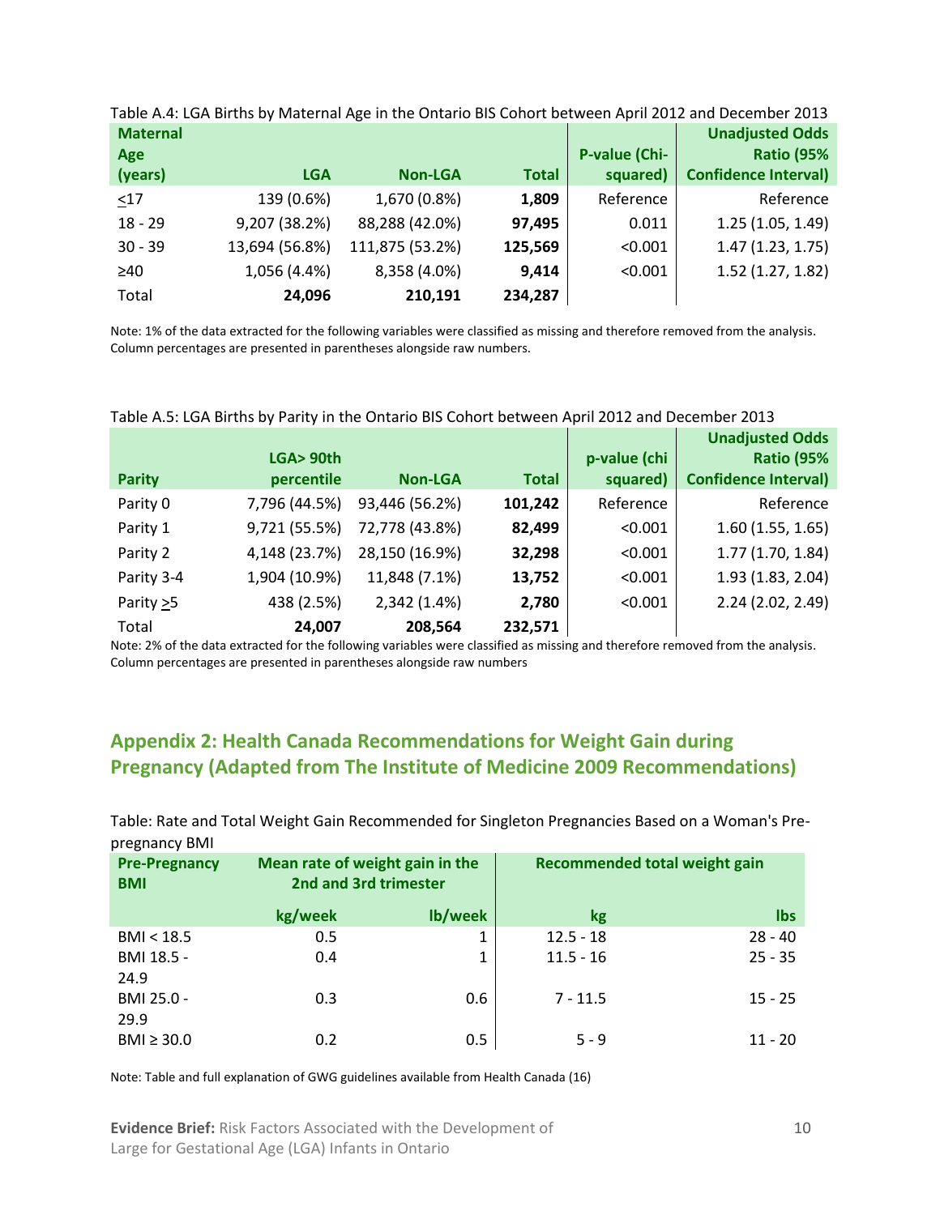Table A.4: LGA Births by Maternal Age in the Ontario BIS Cohort between April 2012 and December 2013

| Maternal Age (years) | LGA | Non-LGA | Total | P-value (Chi-squared) | Unadjusted Odds Ratio (95% Confidence Interval) |
|---|---|---|---|---|---|
| ≤17 | 139 (0.6%) | 1,670 (0.8%) | **1,809** | Reference | Reference |
| 18 - 29 | 9,207 (38.2%) | 88,288 (42.0%) | **97,495** | 0.011 | 1.25 (1.05, 1.49) |
| 30 - 39 | 13,694 (56.8%) | 111,875 (53.2%) | **125,569** | <0.001 | 1.47 (1.23, 1.75) |
| ≥40 | 1,056 (4.4%) | 8,358 (4.0%) | **9,414** | <0.001 | 1.52 (1.27, 1.82) |
| Total | **24,096** | **210,191** | **234,287** | | |

Note: 1% of the data extracted for the following variables were classified as missing and therefore removed from the analysis. Column percentages are presented in parentheses alongside raw numbers.

Table A.5: LGA Births by Parity in the Ontario BIS Cohort between April 2012 and December 2013

| Parity | LGA> 90th percentile | Non-LGA | Total | p-value (chi squared) | Unadjusted Odds Ratio (95% Confidence Interval) |
|---|---|---|---|---|---|
| Parity 0 | 7,796 (44.5%) | 93,446 (56.2%) | **101,242** | Reference | Reference |
| Parity 1 | 9,721 (55.5%) | 72,778 (43.8%) | **82,499** | <0.001 | 1.60 (1.55, 1.65) |
| Parity 2 | 4,148 (23.7%) | 28,150 (16.9%) | **32,298** | <0.001 | 1.77 (1.70, 1.84) |
| Parity 3-4 | 1,904 (10.9%) | 11,848 (7.1%) | **13,752** | <0.001 | 1.93 (1.83, 2.04) |
| Parity ≥5 | 438 (2.5%) | 2,342 (1.4%) | **2,780** | <0.001 | 2.24 (2.02, 2.49) |
| Total | **24,007** | **208,564** | **232,571** | | |

Note: 2% of the data extracted for the following variables were classified as missing and therefore removed from the analysis. Column percentages are presented in parentheses alongside raw numbers

## Appendix 2: Health Canada Recommendations for Weight Gain during Pregnancy (Adapted from The Institute of Medicine 2009 Recommendations)

Table: Rate and Total Weight Gain Recommended for Singleton Pregnancies Based on a Woman's Pre-pregnancy BMI

| Pre-Pregnancy BMI | Mean rate of weight gain in the 2nd and 3rd trimester | | Recommended total weight gain | |
|---|---|---|---|---|
| | kg/week | lb/week | kg | lbs |
| BMI < 18.5 | 0.5 | 1 | 12.5 - 18 | 28 - 40 |
| BMI 18.5 - 24.9 | 0.4 | 1 | 11.5 - 16 | 25 - 35 |
| BMI 25.0 - 29.9 | 0.3 | 0.6 | 7 - 11.5 | 15 - 25 |
| BMI ≥ 30.0 | 0.2 | 0.5 | 5 - 9 | 11 - 20 |

Note: Table and full explanation of GWG guidelines available from Health Canada (16)